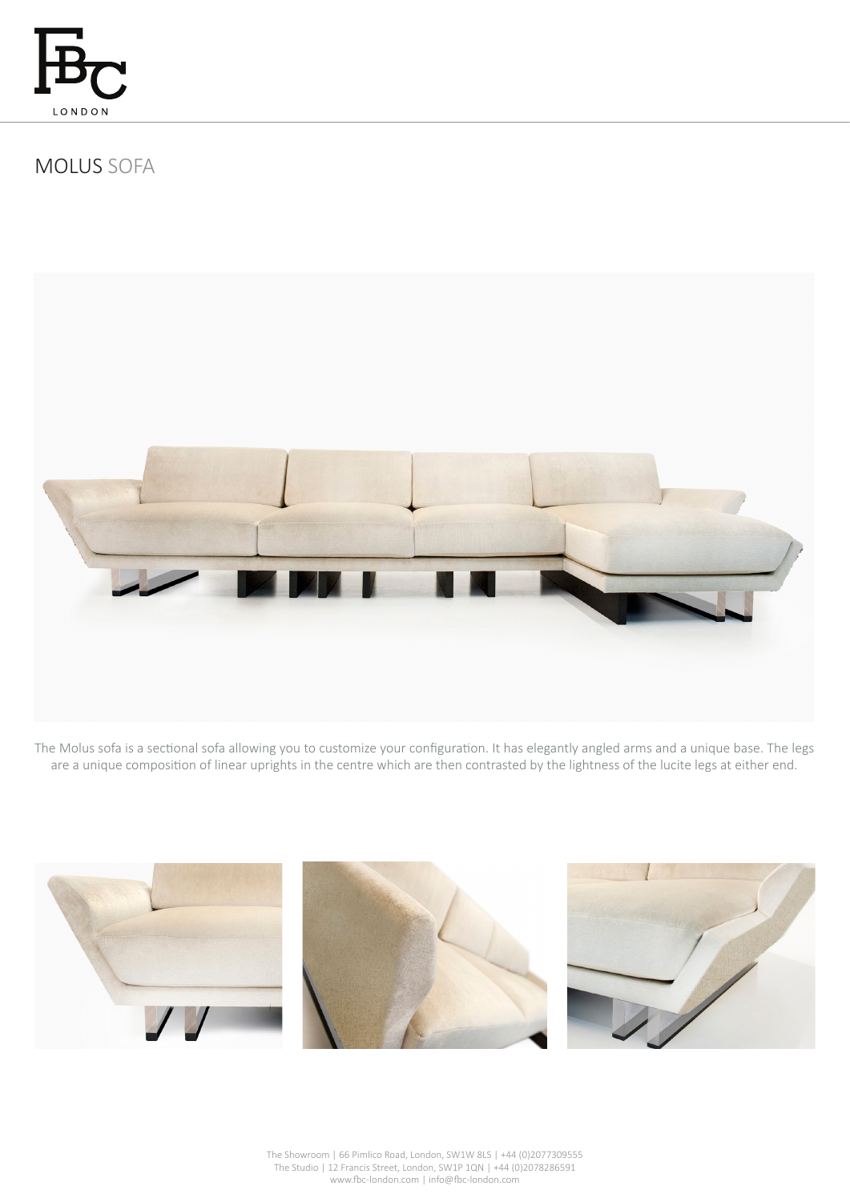# MOLUS SOFA

The Molus sofa is a sectional sofa allowing you to customize your configuration. It has elegantly angled arms and a unique base. The legs are a unique composition of linear uprights in the centre which are then contrasted by the lightness of the lucite legs at either end.

The Showroom | 66 Pimlico Road, London, SW1W 8LS | +44 (0)2077309555
The Studio | 12 Francis Street, London, SW1P 1QN | +44 (0)2078286591
www.fbc-london.com | info@fbc-london.com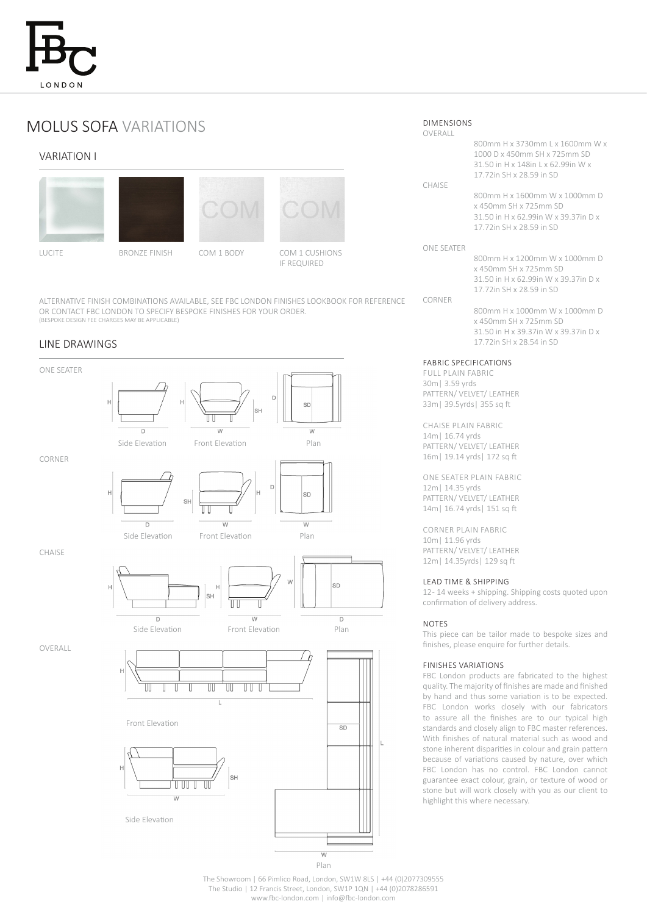# MOLUS SOFA VARIATIONS

## VARIATION I

LUCITE

BRONZE FINISH

COM 1 BODY

COM 1 CUSHIONS IF REQUIRED

ALTERNATIVE FINISH COMBINATIONS AVAILABLE, SEE FBC LONDON FINISHES LOOKBOOK FOR REFERENCE OR CONTACT FBC LONDON TO SPECIFY BESPOKE FINISHES FOR YOUR ORDER.
(BESPOKE DESIGN FEE CHARGES MAY BE APPLICABLE)

## LINE DRAWINGS

ONE SEATER

Side Elevation

Front Elevation

Plan

CORNER

Side Elevation

Front Elevation

Plan

CHAISE

Side Elevation

Front Elevation

Plan

OVERALL

Front Elevation

Side Elevation

Plan

### DIMENSIONS

OVERALL

800mm H x 3730mm L x 1600mm W x 1000 D x 450mm SH x 725mm SD
31.50 in H x 148in L x 62.99in W x 17.72in SH x 28.59 in SD

CHAISE

800mm H x 1600mm W x 1000mm D x 450mm SH x 725mm SD
31.50 in H x 62.99in W x 39.37in D x 17.72in SH x 28.59 in SD

ONE SEATER

800mm H x 1200mm W x 1000mm D x 450mm SH x 725mm SD
31.50 in H x 62.99in W x 39.37in D x 17.72in SH x 28.59 in SD

CORNER

800mm H x 1000mm W x 1000mm D x 450mm SH x 725mm SD
31.50 in H x 39.37in W x 39.37in D x 17.72in SH x 28.54 in SD

### FABRIC SPECIFICATIONS

FULL PLAIN FABRIC
30m| 3.59 yrds
PATTERN/ VELVET/ LEATHER
33m| 39.5yrds| 355 sq ft

CHAISE PLAIN FABRIC
14m| 16.74 yrds
PATTERN/ VELVET/ LEATHER
16m| 19.14 yrds| 172 sq ft

ONE SEATER PLAIN FABRIC
12m| 14.35 yrds
PATTERN/ VELVET/ LEATHER
14m| 16.74 yrds| 151 sq ft

CORNER PLAIN FABRIC
10m| 11.96 yrds
PATTERN/ VELVET/ LEATHER
12m| 14.35yrds| 129 sq ft

### LEAD TIME & SHIPPING

12- 14 weeks + shipping. Shipping costs quoted upon confirmation of delivery address.

### NOTES

This piece can be tailor made to bespoke sizes and finishes, please enquire for further details.

### FINISHES VARIATIONS

FBC London products are fabricated to the highest quality. The majority of finishes are made and finished by hand and thus some variation is to be expected. FBC London works closely with our fabricators to assure all the finishes are to our typical high standards and closely align to FBC master references. With finishes of natural material such as wood and stone inherent disparities in colour and grain pattern because of variations caused by nature, over which FBC London has no control. FBC London cannot guarantee exact colour, grain, or texture of wood or stone but will work closely with you as our client to highlight this where necessary.

The Showroom | 66 Pimlico Road, London, SW1W 8LS | +44 (0)2077309555
The Studio | 12 Francis Street, London, SW1P 1QN | +44 (0)2078286591
www.fbc-london.com | info@fbc-london.com